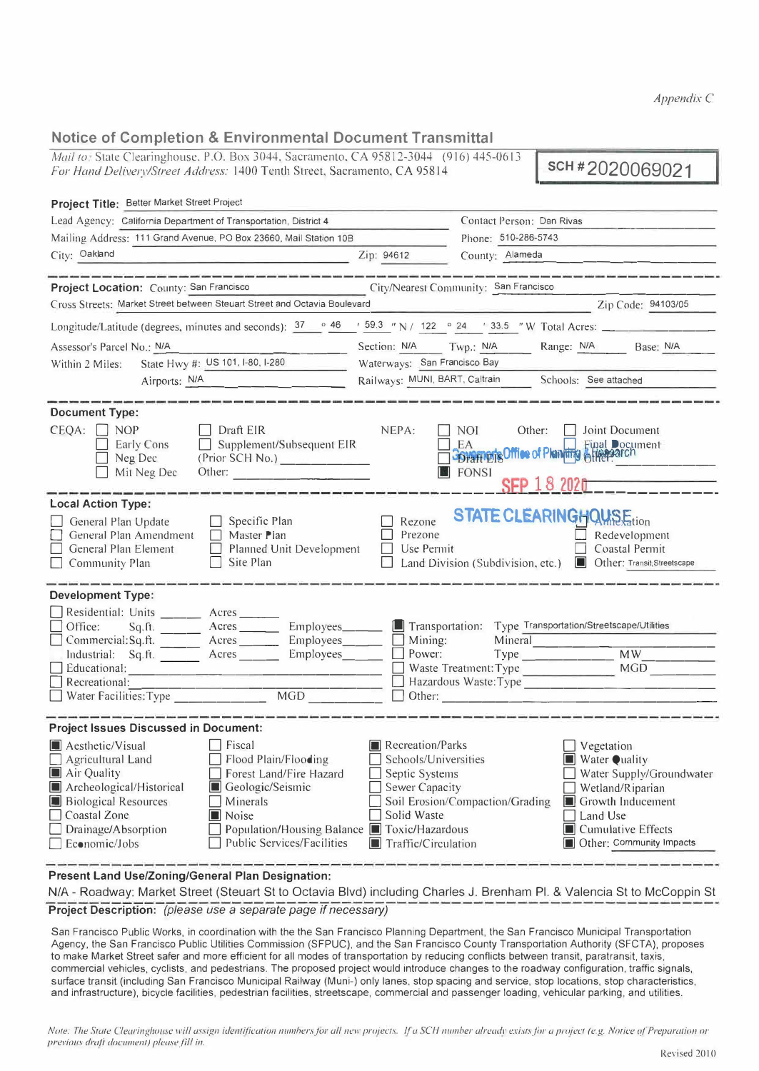*Appendix C*

## Notice of Completion & Environmental Document Transmittal

*Mail to:* State Clearinghouse, P.O. Box 3044, Sacramento, CA 95812-3044 (916) 445-0613
*For Hand Delivery/Street Address:* 1400 Tenth Street, Sacramento, CA 95814

**SCH #** 2020069021

**Project Title:** Better Market Street Project

Lead Agency: California Department of Transportation, District 4
Contact Person: Dan Rivas
Mailing Address: 111 Grand Avenue, PO Box 23660, Mail Station 10B
Phone: 510-286-5743
City: Oakland
Zip: 94612
County: Alameda

---

**Project Location:** County: San Francisco
City/Nearest Community: San Francisco
Cross Streets: Market Street between Steuart Street and Octavia Boulevard
Zip Code: 94103/05
Longitude/Latitude (degrees, minutes and seconds): 37 ° 46 ′ 59.3 ″ N / 122 ° 24 ′ 33.5 ″ W Total Acres: ____
Assessor's Parcel No.: N/A
Section: N/A Twp.: N/A Range: N/A Base: N/A
Within 2 Miles: State Hwy #: US 101, I-80, I-280
Waterways: San Francisco Bay
Airports: N/A
Railways: MUNI, BART, Caltrain
Schools: See attached

---

**Document Type:**

CEQA:
- ☐ NOP
- ☐ Early Cons
- ☐ Neg Dec
- ☐ Mit Neg Dec
- ☐ Draft EIR
- ☐ Supplement/Subsequent EIR
- (Prior SCH No.) ____
- Other: ____

NEPA:
- ☐ NOI
- ☐ EA
- ☐ Draft EIS
- ☒ FONSI

Other:
- ☐ Joint Document
- ☐ Final Document
- ☐ Other: ____

Governor's Office of Planning & Research
SEP 18 2020
STATE CLEARINGHOUSE

---

**Local Action Type:**

- ☐ General Plan Update
- ☐ General Plan Amendment
- ☐ General Plan Element
- ☐ Community Plan
- ☐ Specific Plan
- ☐ Master Plan
- ☐ Planned Unit Development
- ☐ Site Plan
- ☐ Rezone
- ☐ Prezone
- ☐ Use Permit
- ☐ Land Division (Subdivision, etc.)
- ☐ Annexation
- ☐ Redevelopment
- ☐ Coastal Permit
- ☒ Other: Transit,Streetscape

---

**Development Type:**

- ☐ Residential: Units ____ Acres ____
- ☐ Office: Sq.ft. ____ Acres ____ Employees ____
- ☐ Commercial: Sq.ft. ____ Acres ____ Employees ____
- ☐ Industrial: Sq.ft. ____ Acres ____ Employees ____
- ☐ Educational: ____
- ☐ Recreational: ____
- ☐ Water Facilities: Type ____ MGD ____
- ☒ Transportation: Type Transportation/Streetscape/Utilities
- ☐ Mining: Mineral ____
- ☐ Power: Type ____ MW ____
- ☐ Waste Treatment: Type ____ MGD ____
- ☐ Hazardous Waste: Type ____
- ☐ Other: ____

---

**Project Issues Discussed in Document:**

- ☒ Aesthetic/Visual
- ☐ Agricultural Land
- ☒ Air Quality
- ☒ Archeological/Historical
- ☒ Biological Resources
- ☐ Coastal Zone
- ☐ Drainage/Absorption
- ☐ Economic/Jobs
- ☐ Fiscal
- ☐ Flood Plain/Flooding
- ☐ Forest Land/Fire Hazard
- ☒ Geologic/Seismic
- ☐ Minerals
- ☒ Noise
- ☐ Population/Housing Balance
- ☐ Public Services/Facilities
- ☒ Recreation/Parks
- ☐ Schools/Universities
- ☐ Septic Systems
- ☐ Sewer Capacity
- ☐ Soil Erosion/Compaction/Grading
- ☐ Solid Waste
- ☒ Toxic/Hazardous
- ☒ Traffic/Circulation
- ☐ Vegetation
- ☒ Water Quality
- ☐ Water Supply/Groundwater
- ☐ Wetland/Riparian
- ☒ Growth Inducement
- ☐ Land Use
- ☒ Cumulative Effects
- ☒ Other: Community Impacts

---

**Present Land Use/Zoning/General Plan Designation:**

N/A - Roadway; Market Street (Steuart St to Octavia Blvd) including Charles J. Brenham Pl. & Valencia St to McCoppin St

**Project Description:** *(please use a separate page if necessary)*

San Francisco Public Works, in coordination with the the San Francisco Planning Department, the San Francisco Municipal Transportation Agency, the San Francisco Public Utilities Commission (SFPUC), and the San Francisco County Transportation Authority (SFCTA), proposes to make Market Street safer and more efficient for all modes of transportation by reducing conflicts between transit, paratransit, taxis, commercial vehicles, cyclists, and pedestrians. The proposed project would introduce changes to the roadway configuration, traffic signals, surface transit (including San Francisco Municipal Railway (Muni-) only lanes, stop spacing and service, stop locations, stop characteristics, and infrastructure), bicycle facilities, pedestrian facilities, streetscape, commercial and passenger loading, vehicular parking, and utilities.

*Note: The State Clearinghouse will assign identification numbers for all new projects. If a SCH number already exists for a project (e.g. Notice of Preparation or previous draft document) please fill in.*

Revised 2010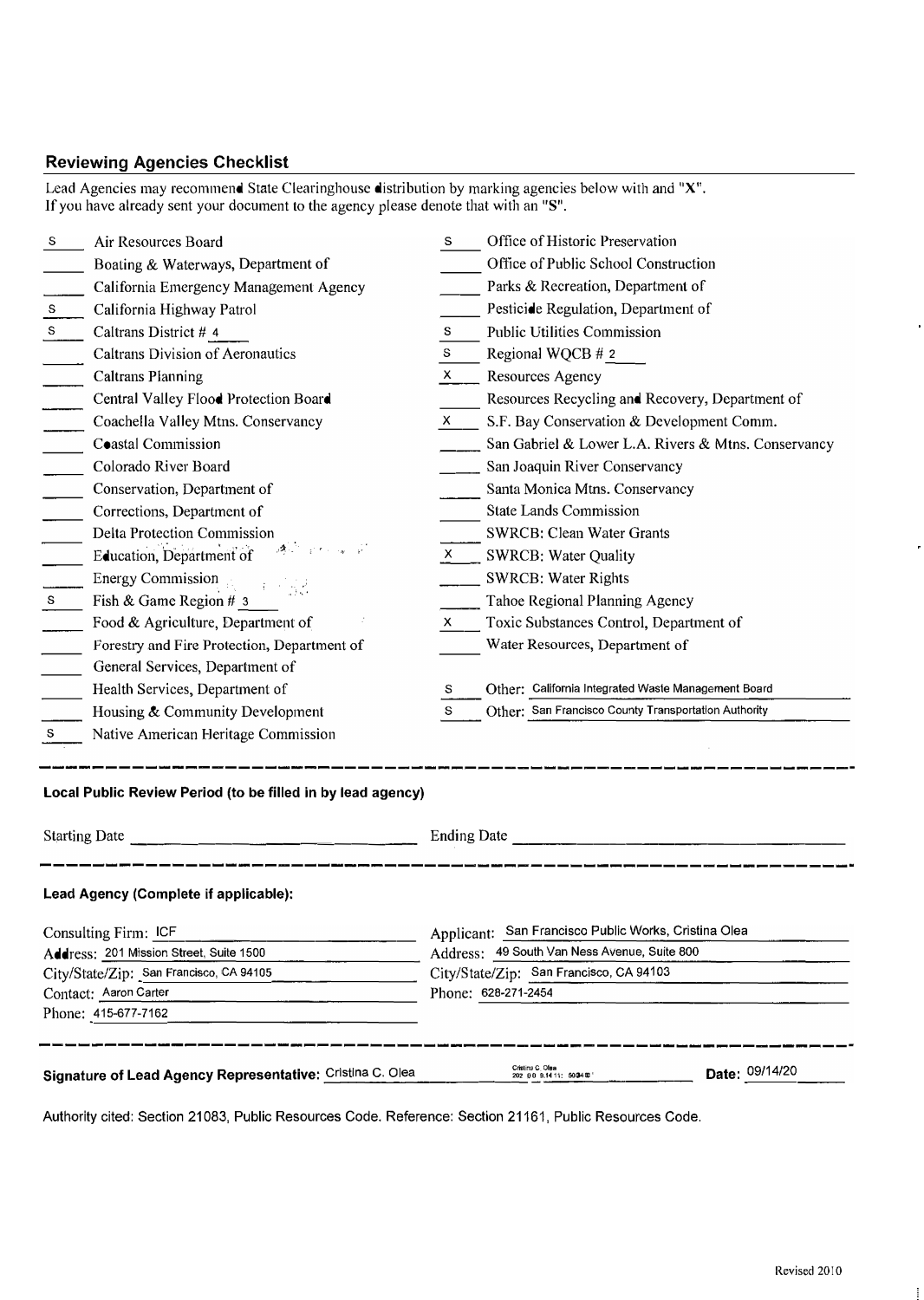## Reviewing Agencies Checklist

Lead Agencies may recommend State Clearinghouse distribution by marking agencies below with and "X".
If you have already sent your document to the agency please denote that with an "S".

| | | | |
|---|---|---|---|
| S | Air Resources Board | S | Office of Historic Preservation |
| | Boating & Waterways, Department of | | Office of Public School Construction |
| | California Emergency Management Agency | | Parks & Recreation, Department of |
| S | California Highway Patrol | | Pesticide Regulation, Department of |
| S | Caltrans District # 4 | S | Public Utilities Commission |
| | Caltrans Division of Aeronautics | S | Regional WQCB # 2 |
| | Caltrans Planning | X | Resources Agency |
| | Central Valley Flood Protection Board | | Resources Recycling and Recovery, Department of |
| | Coachella Valley Mtns. Conservancy | X | S.F. Bay Conservation & Development Comm. |
| | Coastal Commission | | San Gabriel & Lower L.A. Rivers & Mtns. Conservancy |
| | Colorado River Board | | San Joaquin River Conservancy |
| | Conservation, Department of | | Santa Monica Mtns. Conservancy |
| | Corrections, Department of | | State Lands Commission |
| | Delta Protection Commission | | SWRCB: Clean Water Grants |
| | Education, Department of | X | SWRCB: Water Quality |
| | Energy Commission | | SWRCB: Water Rights |
| S | Fish & Game Region # 3 | | Tahoe Regional Planning Agency |
| | Food & Agriculture, Department of | X | Toxic Substances Control, Department of |
| | Forestry and Fire Protection, Department of | | Water Resources, Department of |
| | General Services, Department of | | |
| | Health Services, Department of | S | Other: California Integrated Waste Management Board |
| | Housing & Community Development | S | Other: San Francisco County Transportation Authority |
| S | Native American Heritage Commission | | |

---

### Local Public Review Period (to be filled in by lead agency)

Starting Date ______________________ Ending Date ______________________

---

### Lead Agency (Complete if applicable):

Consulting Firm: ICF
Address: 201 Mission Street, Suite 1500
City/State/Zip: San Francisco, CA 94105
Contact: Aaron Carter
Phone: 415-677-7162

Applicant: San Francisco Public Works, Cristina Olea
Address: 49 South Van Ness Avenue, Suite 800
City/State/Zip: San Francisco, CA 94103
Phone: 628-271-2454

---

**Signature of Lead Agency Representative:** Cristina C. Olea   Cristina C. Olea 202 00 9.14 11: 50:34 00'   **Date:** 09/14/20

Authority cited: Section 21083, Public Resources Code. Reference: Section 21161, Public Resources Code.

Revised 2010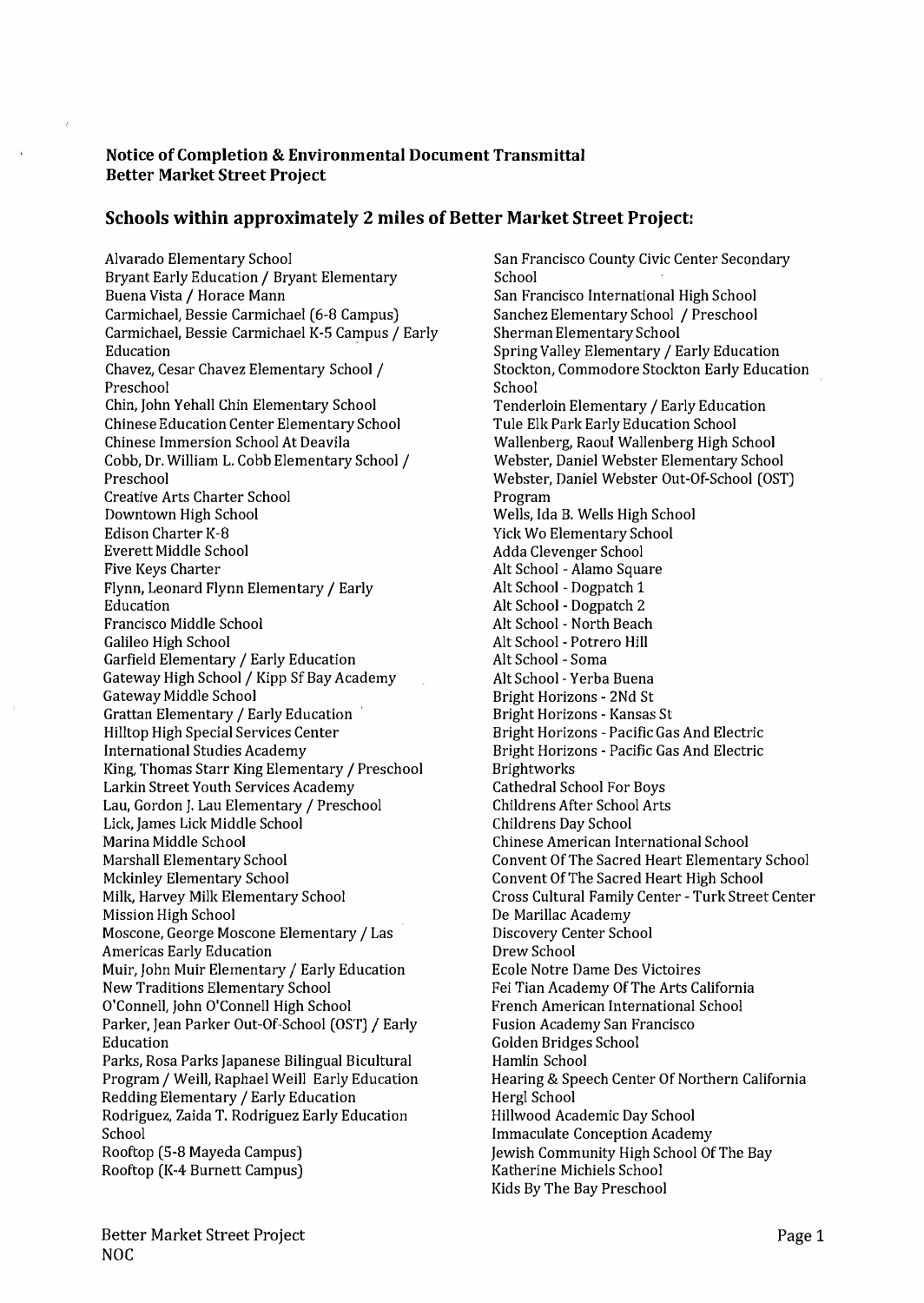**Notice of Completion & Environmental Document Transmittal**
**Better Market Street Project**

## Schools within approximately 2 miles of Better Market Street Project:

Alvarado Elementary School
Bryant Early Education / Bryant Elementary
Buena Vista / Horace Mann
Carmichael, Bessie Carmichael (6-8 Campus)
Carmichael, Bessie Carmichael K-5 Campus / Early Education
Chavez, Cesar Chavez Elementary School / Preschool
Chin, John Yehall Chin Elementary School
Chinese Education Center Elementary School
Chinese Immersion School At Deavila
Cobb, Dr. William L. Cobb Elementary School / Preschool
Creative Arts Charter School
Downtown High School
Edison Charter K-8
Everett Middle School
Five Keys Charter
Flynn, Leonard Flynn Elementary / Early Education
Francisco Middle School
Galileo High School
Garfield Elementary / Early Education
Gateway High School / Kipp Sf Bay Academy
Gateway Middle School
Grattan Elementary / Early Education
Hilltop High Special Services Center
International Studies Academy
King, Thomas Starr King Elementary / Preschool
Larkin Street Youth Services Academy
Lau, Gordon J. Lau Elementary / Preschool
Lick, James Lick Middle School
Marina Middle School
Marshall Elementary School
Mckinley Elementary School
Milk, Harvey Milk Elementary School
Mission High School
Moscone, George Moscone Elementary / Las Americas Early Education
Muir, John Muir Elementary / Early Education
New Traditions Elementary School
O'Connell, John O'Connell High School
Parker, Jean Parker Out-Of-School (OST) / Early Education
Parks, Rosa Parks Japanese Bilingual Bicultural Program / Weill, Raphael Weill Early Education
Redding Elementary / Early Education
Rodriguez, Zaida T. Rodriguez Early Education School
Rooftop (5-8 Mayeda Campus)
Rooftop (K-4 Burnett Campus)
San Francisco County Civic Center Secondary School
San Francisco International High School
Sanchez Elementary School / Preschool
Sherman Elementary School
Spring Valley Elementary / Early Education
Stockton, Commodore Stockton Early Education School
Tenderloin Elementary / Early Education
Tule Elk Park Early Education School
Wallenberg, Raoul Wallenberg High School
Webster, Daniel Webster Elementary School
Webster, Daniel Webster Out-Of-School (OST) Program
Wells, Ida B. Wells High School
Yick Wo Elementary School
Adda Clevenger School
Alt School - Alamo Square
Alt School - Dogpatch 1
Alt School - Dogpatch 2
Alt School - North Beach
Alt School - Potrero Hill
Alt School - Soma
Alt School - Yerba Buena
Bright Horizons - 2Nd St
Bright Horizons - Kansas St
Bright Horizons - Pacific Gas And Electric
Bright Horizons - Pacific Gas And Electric
Brightworks
Cathedral School For Boys
Childrens After School Arts
Childrens Day School
Chinese American International School
Convent Of The Sacred Heart Elementary School
Convent Of The Sacred Heart High School
Cross Cultural Family Center - Turk Street Center
De Marillac Academy
Discovery Center School
Drew School
Ecole Notre Dame Des Victoires
Fei Tian Academy Of The Arts California
French American International School
Fusion Academy San Francisco
Golden Bridges School
Hamlin School
Hearing & Speech Center Of Northern California
Hergl School
Hillwood Academic Day School
Immaculate Conception Academy
Jewish Community High School Of The Bay
Katherine Michiels School
Kids By The Bay Preschool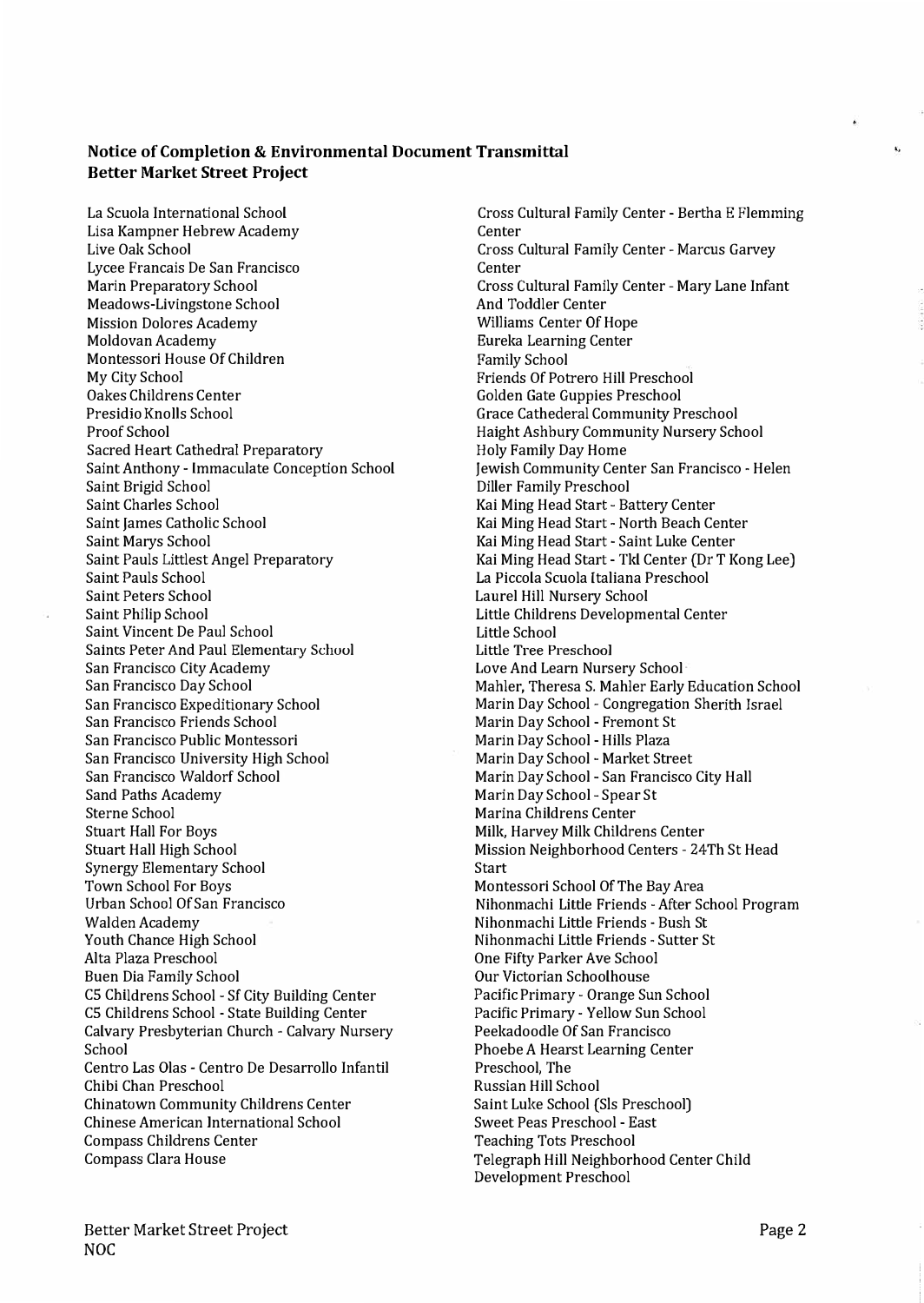**Notice of Completion & Environmental Document Transmittal**
**Better Market Street Project**

La Scuola International School
Lisa Kampner Hebrew Academy
Live Oak School
Lycee Francais De San Francisco
Marin Preparatory School
Meadows-Livingstone School
Mission Dolores Academy
Moldovan Academy
Montessori House Of Children
My City School
Oakes Childrens Center
Presidio Knolls School
Proof School
Sacred Heart Cathedral Preparatory
Saint Anthony - Immaculate Conception School
Saint Brigid School
Saint Charles School
Saint James Catholic School
Saint Marys School
Saint Pauls Littlest Angel Preparatory
Saint Pauls School
Saint Peters School
Saint Philip School
Saint Vincent De Paul School
Saints Peter And Paul Elementary School
San Francisco City Academy
San Francisco Day School
San Francisco Expeditionary School
San Francisco Friends School
San Francisco Public Montessori
San Francisco University High School
San Francisco Waldorf School
Sand Paths Academy
Sterne School
Stuart Hall For Boys
Stuart Hall High School
Synergy Elementary School
Town School For Boys
Urban School Of San Francisco
Walden Academy
Youth Chance High School
Alta Plaza Preschool
Buen Dia Family School
C5 Childrens School - Sf City Building Center
C5 Childrens School - State Building Center
Calvary Presbyterian Church - Calvary Nursery School
Centro Las Olas - Centro De Desarrollo Infantil
Chibi Chan Preschool
Chinatown Community Childrens Center
Chinese American International School
Compass Childrens Center
Compass Clara House
Cross Cultural Family Center - Bertha E Flemming Center
Cross Cultural Family Center - Marcus Garvey Center
Cross Cultural Family Center - Mary Lane Infant And Toddler Center
Williams Center Of Hope
Eureka Learning Center
Family School
Friends Of Potrero Hill Preschool
Golden Gate Guppies Preschool
Grace Cathederal Community Preschool
Haight Ashbury Community Nursery School
Holy Family Day Home
Jewish Community Center San Francisco - Helen Diller Family Preschool
Kai Ming Head Start - Battery Center
Kai Ming Head Start - North Beach Center
Kai Ming Head Start - Saint Luke Center
Kai Ming Head Start - Tkl Center (Dr T Kong Lee)
La Piccola Scuola Italiana Preschool
Laurel Hill Nursery School
Little Childrens Developmental Center
Little School
Little Tree Preschool
Love And Learn Nursery School
Mahler, Theresa S. Mahler Early Education School
Marin Day School - Congregation Sherith Israel
Marin Day School - Fremont St
Marin Day School - Hills Plaza
Marin Day School - Market Street
Marin Day School - San Francisco City Hall
Marin Day School - Spear St
Marina Childrens Center
Milk, Harvey Milk Childrens Center
Mission Neighborhood Centers - 24Th St Head Start
Montessori School Of The Bay Area
Nihonmachi Little Friends - After School Program
Nihonmachi Little Friends - Bush St
Nihonmachi Little Friends - Sutter St
One Fifty Parker Ave School
Our Victorian Schoolhouse
Pacific Primary - Orange Sun School
Pacific Primary - Yellow Sun School
Peekadoodle Of San Francisco
Phoebe A Hearst Learning Center
Preschool, The
Russian Hill School
Saint Luke School (Sls Preschool)
Sweet Peas Preschool - East
Teaching Tots Preschool
Telegraph Hill Neighborhood Center Child Development Preschool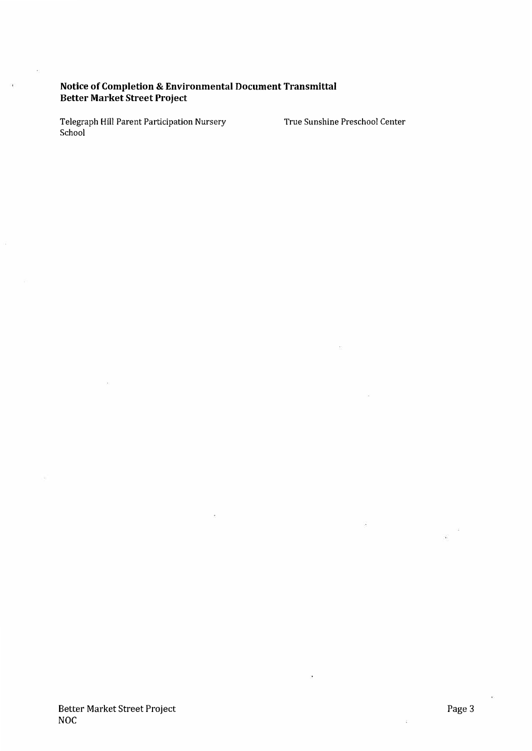**Notice of Completion & Environmental Document Transmittal**
**Better Market Street Project**

Telegraph Hill Parent Participation Nursery School

True Sunshine Preschool Center